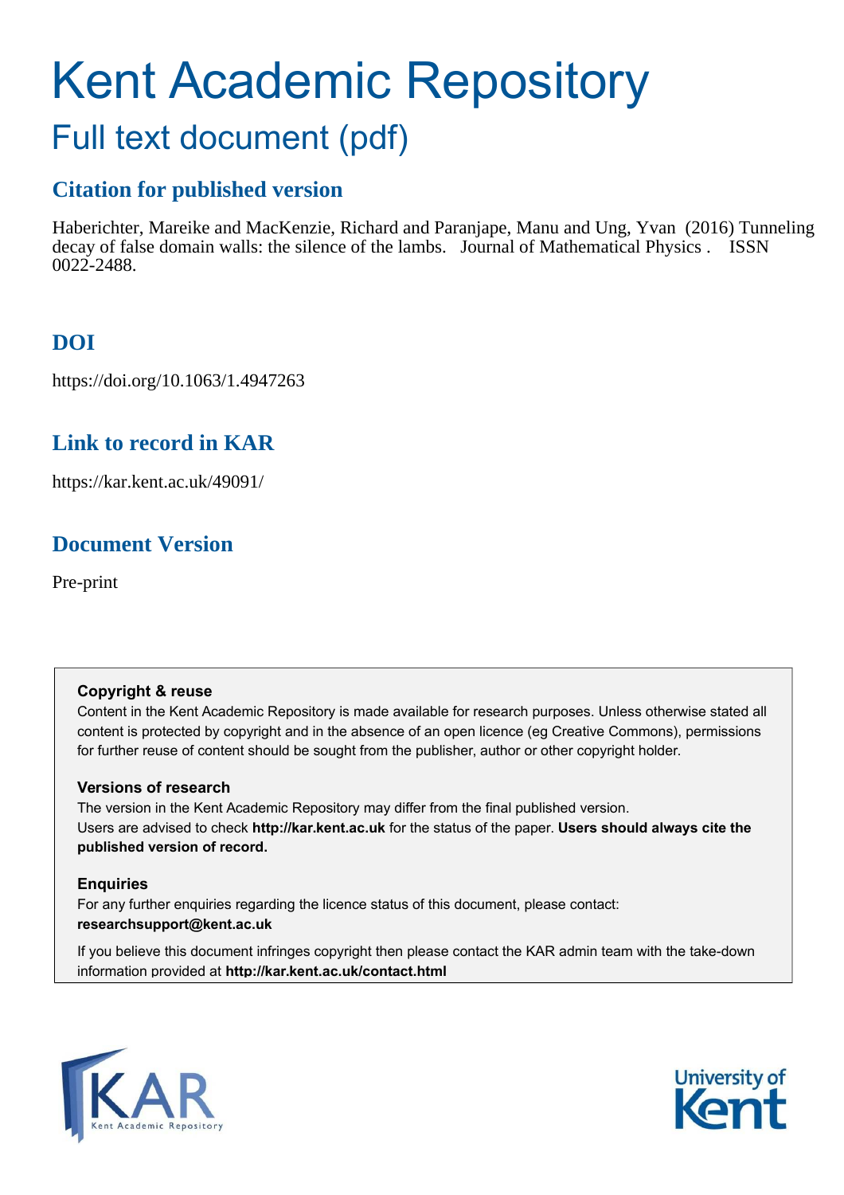# Kent Academic Repository

## Full text document (pdf)

### Citation for published version

Haberichter, Mareike and MacKenzie, Richard and Paranjape, Manu and Ung, Yvan (2016) Tunneling decay of false domain walls: the silence of the lambs. Journal of Mathematical Physics . ISSN 0022-2488.

### DOI

https://doi.org/10.1063/1.4947263

### Link to record in KAR

https://kar.kent.ac.uk/49091/

### Document Version

Pre-print

**Copyright & reuse**

Content in the Kent Academic Repository is made available for research purposes. Unless otherwise stated all content is protected by copyright and in the absence of an open licence (eg Creative Commons), permissions for further reuse of content should be sought from the publisher, author or other copyright holder.

**Versions of research**

The version in the Kent Academic Repository may differ from the final published version. Users are advised to check **http://kar.kent.ac.uk** for the status of the paper. **Users should always cite the published version of record.**

**Enquiries**

For any further enquiries regarding the licence status of this document, please contact: **researchsupport@kent.ac.uk**

If you believe this document infringes copyright then please contact the KAR admin team with the take-down information provided at **http://kar.kent.ac.uk/contact.html**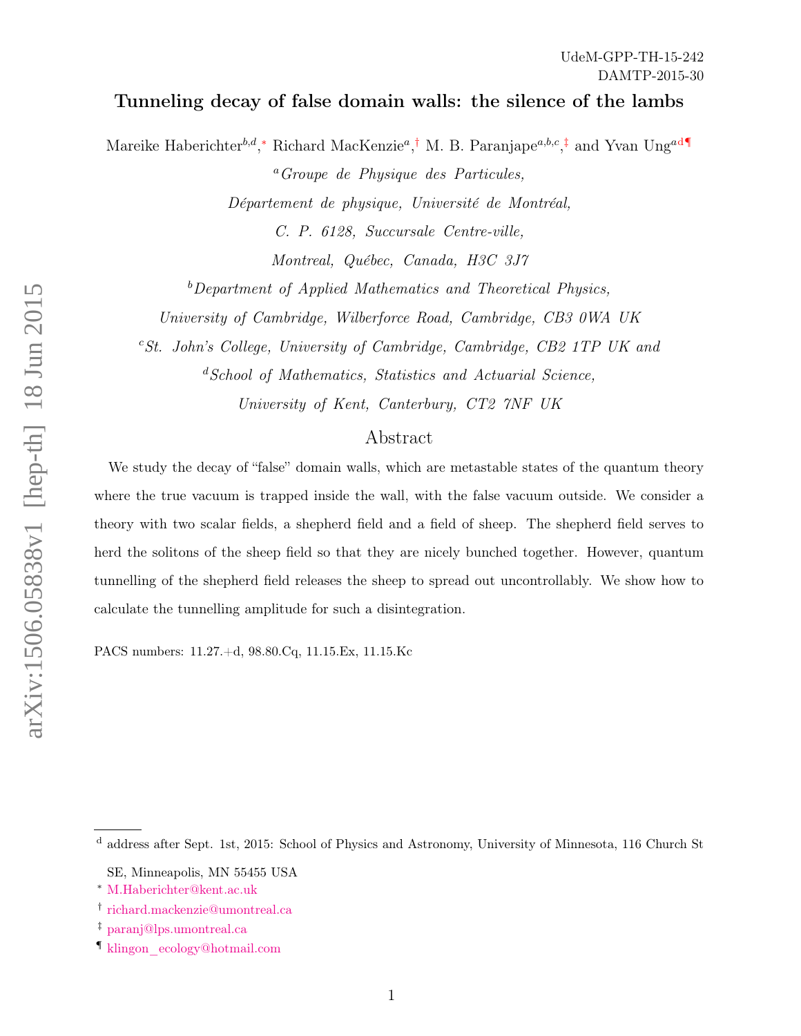UdeM-GPP-TH-15-242

DAMTP-2015-30

# Tunneling decay of false domain walls: the silence of the lambs

Mareike Haberichter[b,d,*] Richard MacKenzie[a,†] M. B. Paranjape[a,b,c,‡] and Yvan Ung[a,d,¶]

[a]*Groupe de Physique des Particules,*

*Département de physique, Université de Montréal,*

*C. P. 6128, Succursale Centre-ville,*

*Montreal, Québec, Canada, H3C 3J7*

[b]*Department of Applied Mathematics and Theoretical Physics,*

*University of Cambridge, Wilberforce Road, Cambridge, CB3 0WA UK*

[c]*St. John's College, University of Cambridge, Cambridge, CB2 1TP UK and*

[d]*School of Mathematics, Statistics and Actuarial Science,*

*University of Kent, Canterbury, CT2 7NF UK*

## Abstract

We study the decay of "false" domain walls, which are metastable states of the quantum theory where the true vacuum is trapped inside the wall, with the false vacuum outside. We consider a theory with two scalar fields, a shepherd field and a field of sheep. The shepherd field serves to herd the solitons of the sheep field so that they are nicely bunched together. However, quantum tunnelling of the shepherd field releases the sheep to spread out uncontrollably. We show how to calculate the tunnelling amplitude for such a disintegration.

PACS numbers: 11.27.+d, 98.80.Cq, 11.15.Ex, 11.15.Kc

---

[d] address after Sept. 1st, 2015: School of Physics and Astronomy, University of Minnesota, 116 Church St SE, Minneapolis, MN 55455 USA

[*] M.Haberichter@kent.ac.uk

[†] richard.mackenzie@umontreal.ca

[‡] paranj@lps.umontreal.ca

[¶] klingon_ecology@hotmail.com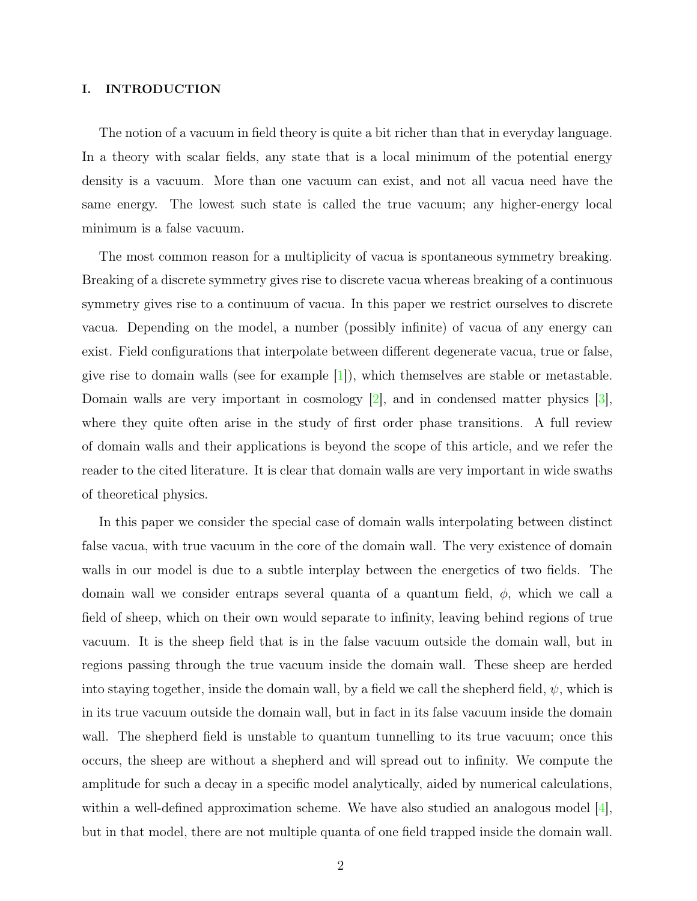## I. INTRODUCTION

The notion of a vacuum in field theory is quite a bit richer than that in everyday language. In a theory with scalar fields, any state that is a local minimum of the potential energy density is a vacuum. More than one vacuum can exist, and not all vacua need have the same energy. The lowest such state is called the true vacuum; any higher-energy local minimum is a false vacuum.

The most common reason for a multiplicity of vacua is spontaneous symmetry breaking. Breaking of a discrete symmetry gives rise to discrete vacua whereas breaking of a continuous symmetry gives rise to a continuum of vacua. In this paper we restrict ourselves to discrete vacua. Depending on the model, a number (possibly infinite) of vacua of any energy can exist. Field configurations that interpolate between different degenerate vacua, true or false, give rise to domain walls (see for example [1]), which themselves are stable or metastable. Domain walls are very important in cosmology [2], and in condensed matter physics [3], where they quite often arise in the study of first order phase transitions. A full review of domain walls and their applications is beyond the scope of this article, and we refer the reader to the cited literature. It is clear that domain walls are very important in wide swaths of theoretical physics.

In this paper we consider the special case of domain walls interpolating between distinct false vacua, with true vacuum in the core of the domain wall. The very existence of domain walls in our model is due to a subtle interplay between the energetics of two fields. The domain wall we consider entraps several quanta of a quantum field, $\phi$, which we call a field of sheep, which on their own would separate to infinity, leaving behind regions of true vacuum. It is the sheep field that is in the false vacuum outside the domain wall, but in regions passing through the true vacuum inside the domain wall. These sheep are herded into staying together, inside the domain wall, by a field we call the shepherd field, $\psi$, which is in its true vacuum outside the domain wall, but in fact in its false vacuum inside the domain wall. The shepherd field is unstable to quantum tunnelling to its true vacuum; once this occurs, the sheep are without a shepherd and will spread out to infinity. We compute the amplitude for such a decay in a specific model analytically, aided by numerical calculations, within a well-defined approximation scheme. We have also studied an analogous model [4], but in that model, there are not multiple quanta of one field trapped inside the domain wall.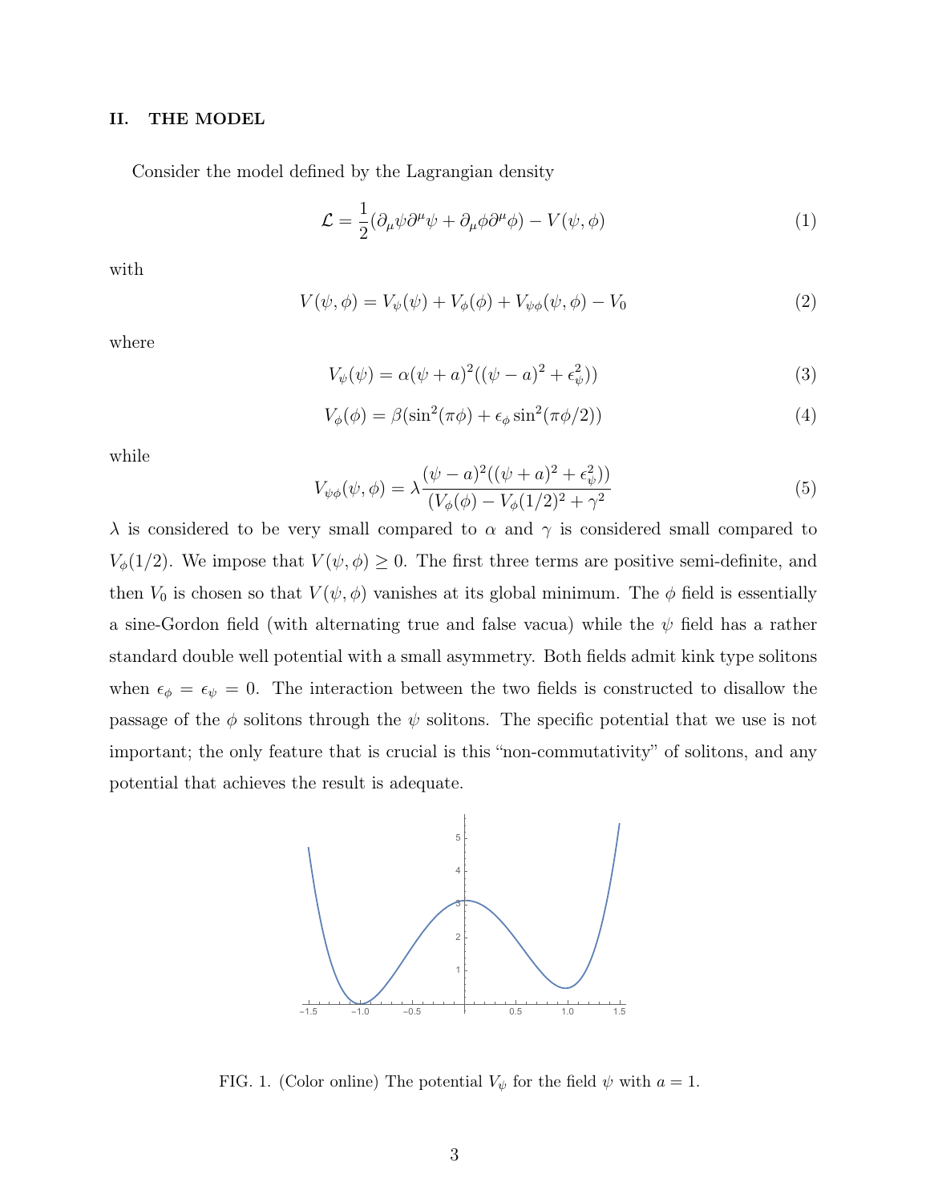## II. THE MODEL

Consider the model defined by the Lagrangian density

$$\mathcal{L} = \frac{1}{2}(\partial_\mu\psi\partial^\mu\psi + \partial_\mu\phi\partial^\mu\phi) - V(\psi,\phi) \tag{1}$$

with

$$V(\psi,\phi) = V_\psi(\psi) + V_\phi(\phi) + V_{\psi\phi}(\psi,\phi) - V_0 \tag{2}$$

where

$$V_\psi(\psi) = \alpha(\psi+a)^2((\psi-a)^2+\epsilon_\psi^2)) \tag{3}$$

$$V_\phi(\phi) = \beta(\sin^2(\pi\phi) + \epsilon_\phi \sin^2(\pi\phi/2)) \tag{4}$$

while

$$V_{\psi\phi}(\psi,\phi) = \lambda\frac{(\psi-a)^2((\psi+a)^2+\epsilon_\psi^2))}{(V_\phi(\phi) - V_\phi(1/2)^2 + \gamma^2} \tag{5}$$

$\lambda$ is considered to be very small compared to $\alpha$ and $\gamma$ is considered small compared to $V_\phi(1/2)$. We impose that $V(\psi,\phi) \geq 0$. The first three terms are positive semi-definite, and then $V_0$ is chosen so that $V(\psi,\phi)$ vanishes at its global minimum. The $\phi$ field is essentially a sine-Gordon field (with alternating true and false vacua) while the $\psi$ field has a rather standard double well potential with a small asymmetry. Both fields admit kink type solitons when $\epsilon_\phi = \epsilon_\psi = 0$. The interaction between the two fields is constructed to disallow the passage of the $\phi$ solitons through the $\psi$ solitons. The specific potential that we use is not important; the only feature that is crucial is this "non-commutativity" of solitons, and any potential that achieves the result is adequate.

FIG. 1. (Color online) The potential $V_\psi$ for the field $\psi$ with $a = 1$.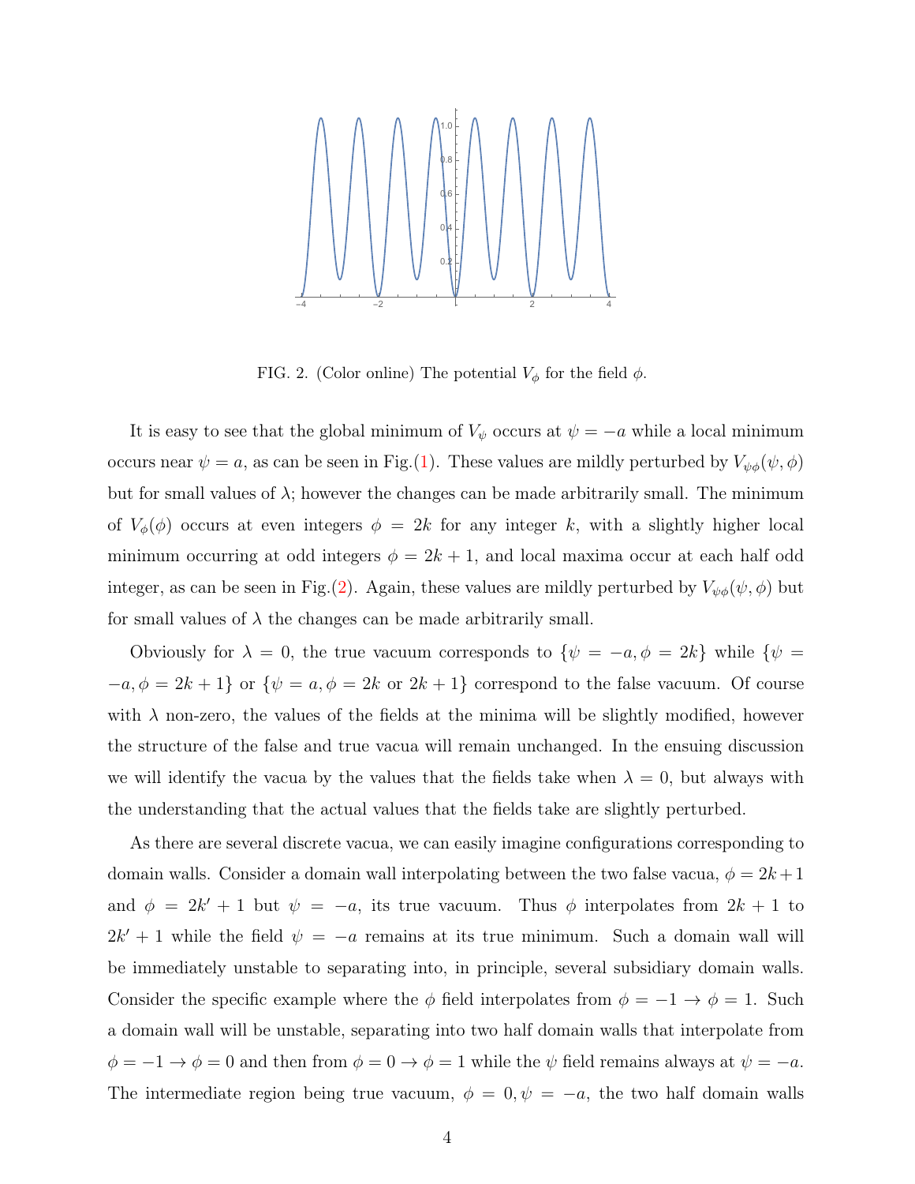FIG. 2. (Color online) The potential $V_\phi$ for the field $\phi$.

It is easy to see that the global minimum of $V_\psi$ occurs at $\psi = -a$ while a local minimum occurs near $\psi = a$, as can be seen in Fig.(1). These values are mildly perturbed by $V_{\psi\phi}(\psi, \phi)$ but for small values of $\lambda$; however the changes can be made arbitrarily small. The minimum of $V_\phi(\phi)$ occurs at even integers $\phi = 2k$ for any integer $k$, with a slightly higher local minimum occurring at odd integers $\phi = 2k + 1$, and local maxima occur at each half odd integer, as can be seen in Fig.(2). Again, these values are mildly perturbed by $V_{\psi\phi}(\psi, \phi)$ but for small values of $\lambda$ the changes can be made arbitrarily small.

Obviously for $\lambda = 0$, the true vacuum corresponds to $\{\psi = -a, \phi = 2k\}$ while $\{\psi = -a, \phi = 2k + 1\}$ or $\{\psi = a, \phi = 2k \text{ or } 2k + 1\}$ correspond to the false vacuum. Of course with $\lambda$ non-zero, the values of the fields at the minima will be slightly modified, however the structure of the false and true vacua will remain unchanged. In the ensuing discussion we will identify the vacua by the values that the fields take when $\lambda = 0$, but always with the understanding that the actual values that the fields take are slightly perturbed.

As there are several discrete vacua, we can easily imagine configurations corresponding to domain walls. Consider a domain wall interpolating between the two false vacua, $\phi = 2k+1$ and $\phi = 2k' + 1$ but $\psi = -a$, its true vacuum. Thus $\phi$ interpolates from $2k + 1$ to $2k' + 1$ while the field $\psi = -a$ remains at its true minimum. Such a domain wall will be immediately unstable to separating into, in principle, several subsidiary domain walls. Consider the specific example where the $\phi$ field interpolates from $\phi = -1 \to \phi = 1$. Such a domain wall will be unstable, separating into two half domain walls that interpolate from $\phi = -1 \to \phi = 0$ and then from $\phi = 0 \to \phi = 1$ while the $\psi$ field remains always at $\psi = -a$. The intermediate region being true vacuum, $\phi = 0, \psi = -a$, the two half domain walls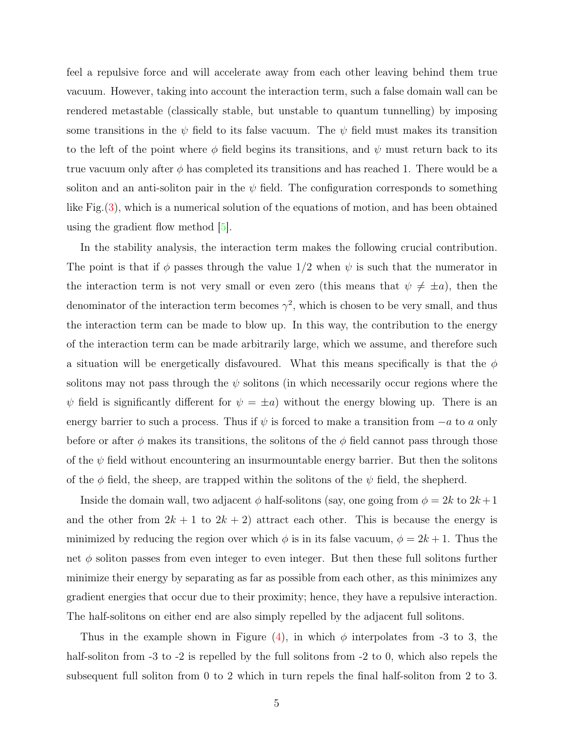feel a repulsive force and will accelerate away from each other leaving behind them true vacuum. However, taking into account the interaction term, such a false domain wall can be rendered metastable (classically stable, but unstable to quantum tunnelling) by imposing some transitions in the $\psi$ field to its false vacuum. The $\psi$ field must makes its transition to the left of the point where $\phi$ field begins its transitions, and $\psi$ must return back to its true vacuum only after $\phi$ has completed its transitions and has reached 1. There would be a soliton and an anti-soliton pair in the $\psi$ field. The configuration corresponds to something like Fig.(3), which is a numerical solution of the equations of motion, and has been obtained using the gradient flow method [5].

In the stability analysis, the interaction term makes the following crucial contribution. The point is that if $\phi$ passes through the value $1/2$ when $\psi$ is such that the numerator in the interaction term is not very small or even zero (this means that $\psi \neq \pm a$), then the denominator of the interaction term becomes $\gamma^2$, which is chosen to be very small, and thus the interaction term can be made to blow up. In this way, the contribution to the energy of the interaction term can be made arbitrarily large, which we assume, and therefore such a situation will be energetically disfavoured. What this means specifically is that the $\phi$ solitons may not pass through the $\psi$ solitons (in which necessarily occur regions where the $\psi$ field is significantly different for $\psi = \pm a$) without the energy blowing up. There is an energy barrier to such a process. Thus if $\psi$ is forced to make a transition from $-a$ to $a$ only before or after $\phi$ makes its transitions, the solitons of the $\phi$ field cannot pass through those of the $\psi$ field without encountering an insurmountable energy barrier. But then the solitons of the $\phi$ field, the sheep, are trapped within the solitons of the $\psi$ field, the shepherd.

Inside the domain wall, two adjacent $\phi$ half-solitons (say, one going from $\phi = 2k$ to $2k+1$ and the other from $2k+1$ to $2k+2$) attract each other. This is because the energy is minimized by reducing the region over which $\phi$ is in its false vacuum, $\phi = 2k+1$. Thus the net $\phi$ soliton passes from even integer to even integer. But then these full solitons further minimize their energy by separating as far as possible from each other, as this minimizes any gradient energies that occur due to their proximity; hence, they have a repulsive interaction. The half-solitons on either end are also simply repelled by the adjacent full solitons.

Thus in the example shown in Figure (4), in which $\phi$ interpolates from -3 to 3, the half-soliton from -3 to -2 is repelled by the full solitons from -2 to 0, which also repels the subsequent full soliton from 0 to 2 which in turn repels the final half-soliton from 2 to 3.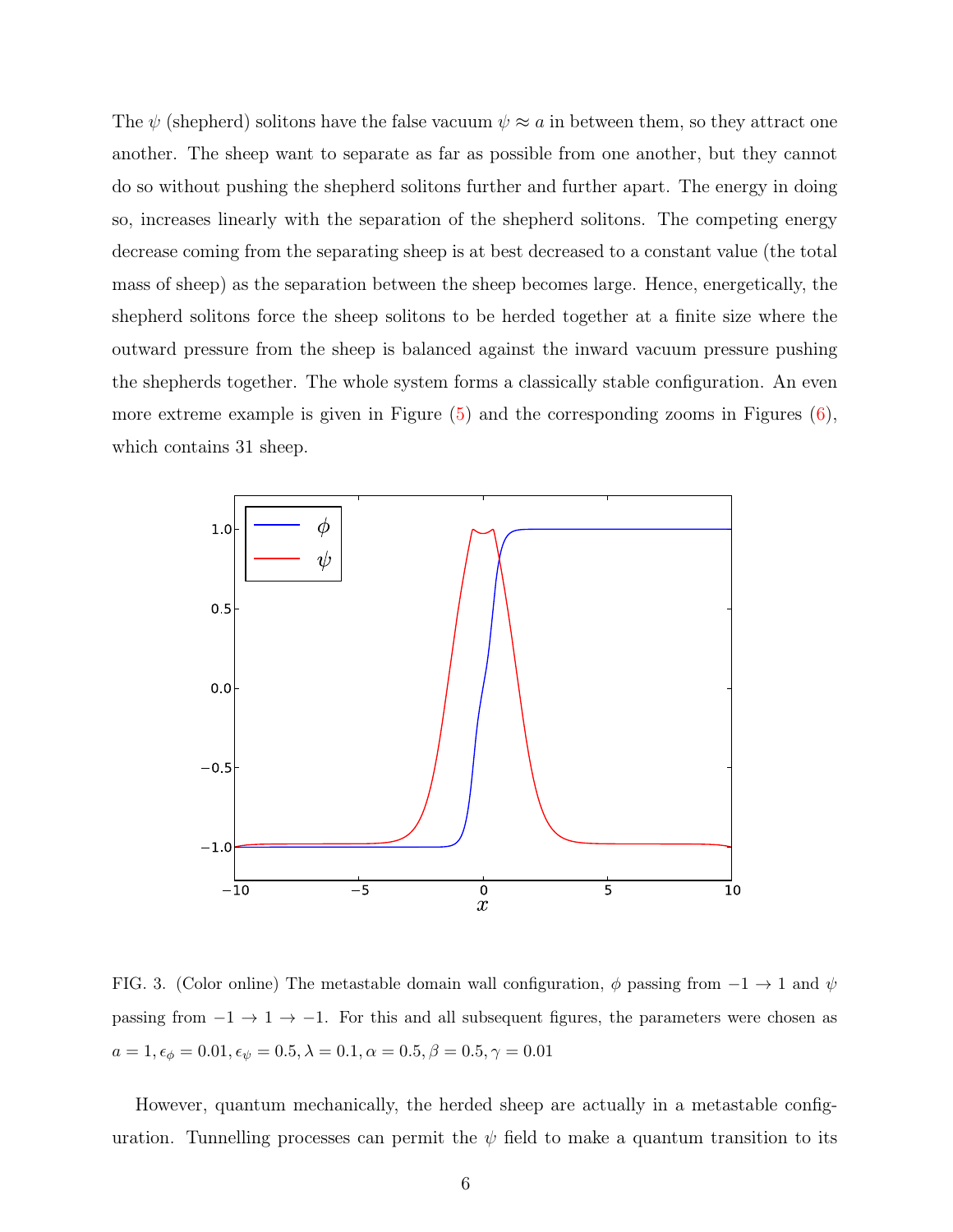The $\psi$ (shepherd) solitons have the false vacuum $\psi \approx a$ in between them, so they attract one another. The sheep want to separate as far as possible from one another, but they cannot do so without pushing the shepherd solitons further and further apart. The energy in doing so, increases linearly with the separation of the shepherd solitons. The competing energy decrease coming from the separating sheep is at best decreased to a constant value (the total mass of sheep) as the separation between the sheep becomes large. Hence, energetically, the shepherd solitons force the sheep solitons to be herded together at a finite size where the outward pressure from the sheep is balanced against the inward vacuum pressure pushing the shepherds together. The whole system forms a classically stable configuration. An even more extreme example is given in Figure (5) and the corresponding zooms in Figures (6), which contains 31 sheep.

FIG. 3. (Color online) The metastable domain wall configuration, $\phi$ passing from $-1 \rightarrow 1$ and $\psi$ passing from $-1 \rightarrow 1 \rightarrow -1$. For this and all subsequent figures, the parameters were chosen as $a = 1, \epsilon_\phi = 0.01, \epsilon_\psi = 0.5, \lambda = 0.1, \alpha = 0.5, \beta = 0.5, \gamma = 0.01$

However, quantum mechanically, the herded sheep are actually in a metastable configuration. Tunnelling processes can permit the $\psi$ field to make a quantum transition to its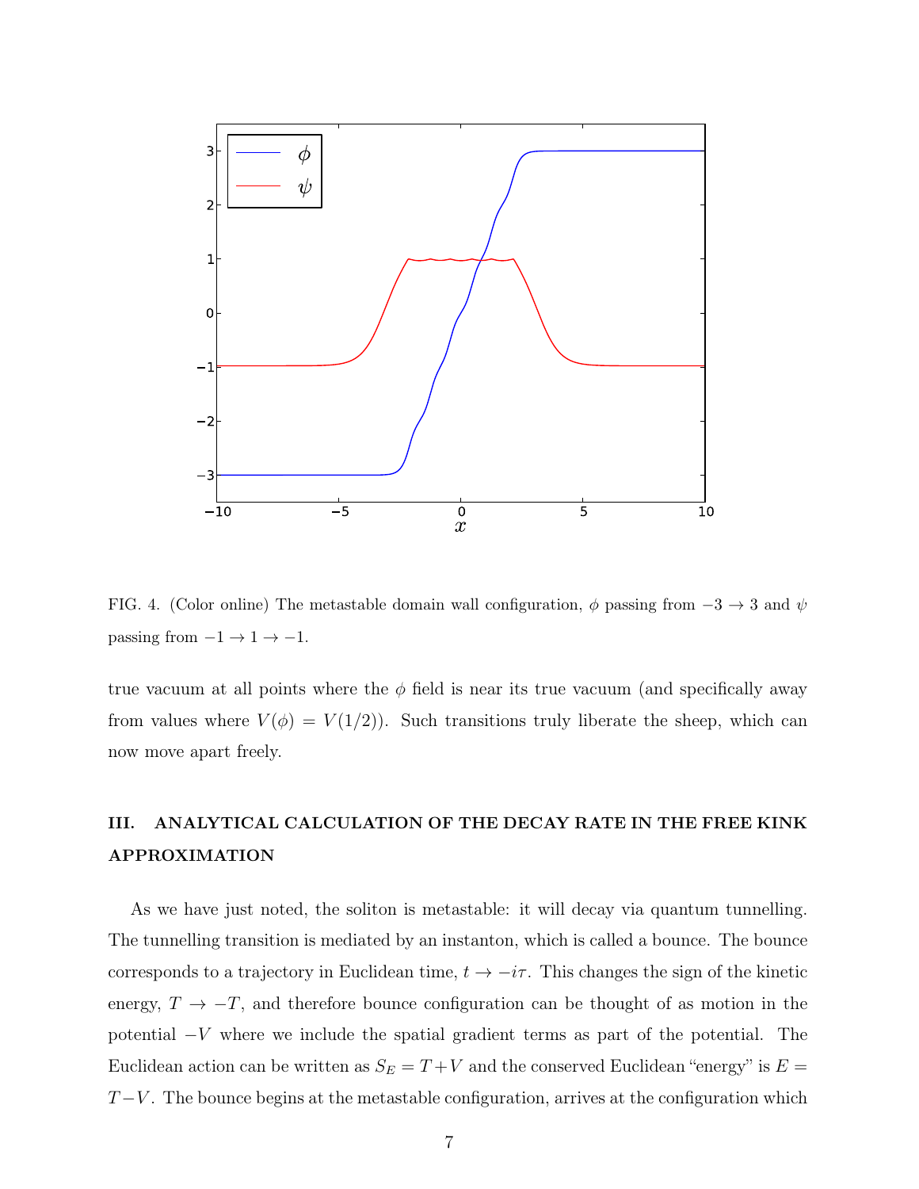FIG. 4. (Color online) The metastable domain wall configuration, $\phi$ passing from $-3 \to 3$ and $\psi$ passing from $-1 \to 1 \to -1$.

true vacuum at all points where the $\phi$ field is near its true vacuum (and specifically away from values where $V(\phi) = V(1/2)$). Such transitions truly liberate the sheep, which can now move apart freely.

## III. ANALYTICAL CALCULATION OF THE DECAY RATE IN THE FREE KINK APPROXIMATION

As we have just noted, the soliton is metastable: it will decay via quantum tunnelling. The tunnelling transition is mediated by an instanton, which is called a bounce. The bounce corresponds to a trajectory in Euclidean time, $t \to -i\tau$. This changes the sign of the kinetic energy, $T \to -T$, and therefore bounce configuration can be thought of as motion in the potential $-V$ where we include the spatial gradient terms as part of the potential. The Euclidean action can be written as $S_E = T + V$ and the conserved Euclidean "energy" is $E = T - V$. The bounce begins at the metastable configuration, arrives at the configuration which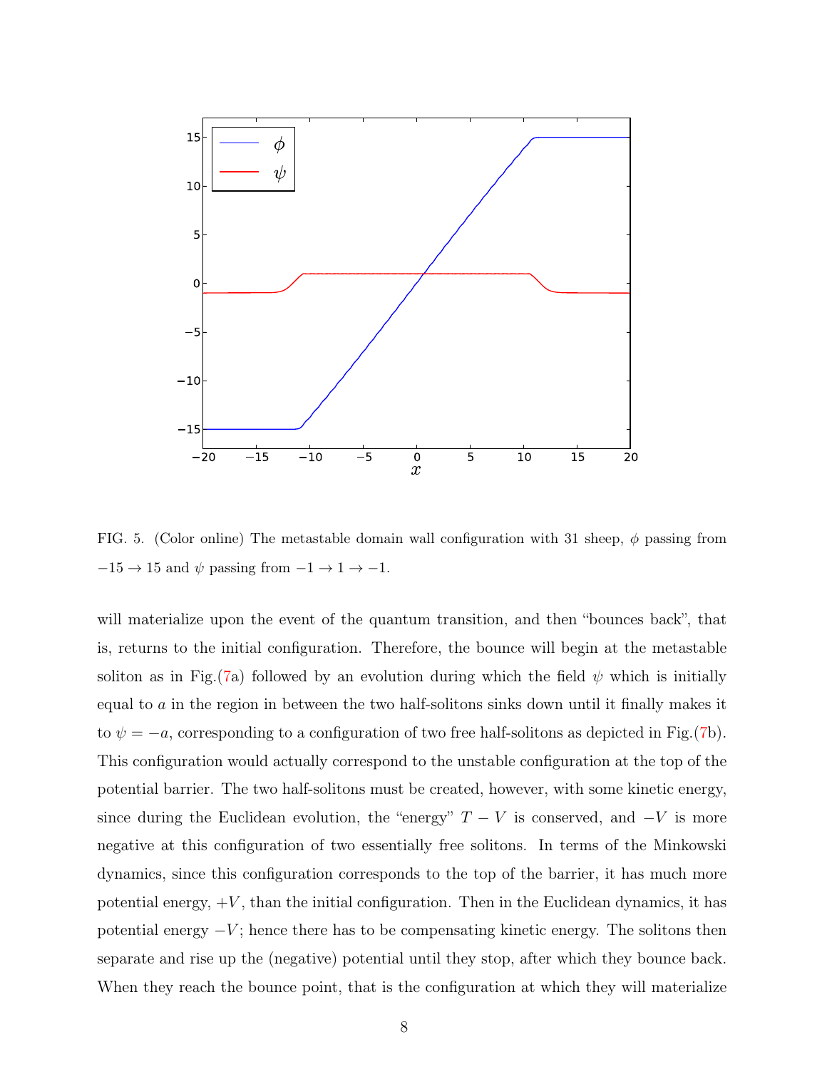FIG. 5. (Color online) The metastable domain wall configuration with 31 sheep, $\phi$ passing from $-15 \to 15$ and $\psi$ passing from $-1 \to 1 \to -1$.

will materialize upon the event of the quantum transition, and then "bounces back", that is, returns to the initial configuration. Therefore, the bounce will begin at the metastable soliton as in Fig.(7a) followed by an evolution during which the field $\psi$ which is initially equal to $a$ in the region in between the two half-solitons sinks down until it finally makes it to $\psi = -a$, corresponding to a configuration of two free half-solitons as depicted in Fig.(7b). This configuration would actually correspond to the unstable configuration at the top of the potential barrier. The two half-solitons must be created, however, with some kinetic energy, since during the Euclidean evolution, the "energy" $T - V$ is conserved, and $-V$ is more negative at this configuration of two essentially free solitons. In terms of the Minkowski dynamics, since this configuration corresponds to the top of the barrier, it has much more potential energy, $+V$, than the initial configuration. Then in the Euclidean dynamics, it has potential energy $-V$; hence there has to be compensating kinetic energy. The solitons then separate and rise up the (negative) potential until they stop, after which they bounce back. When they reach the bounce point, that is the configuration at which they will materialize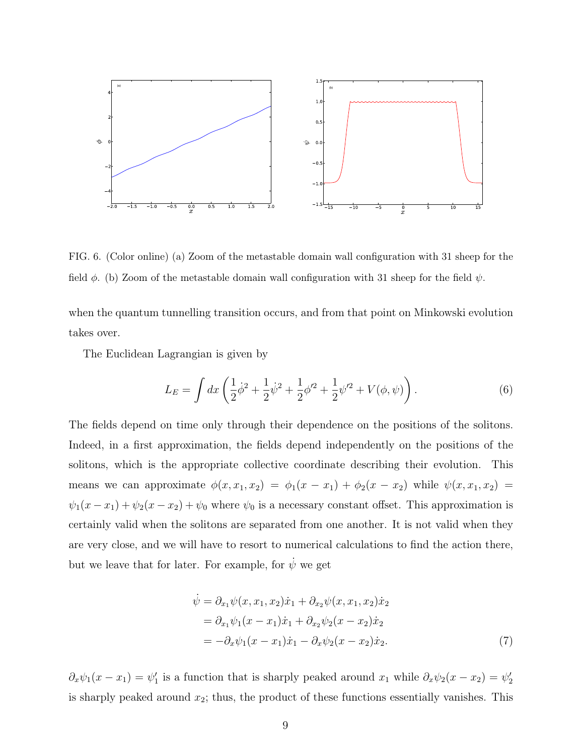FIG. 6. (Color online) (a) Zoom of the metastable domain wall configuration with 31 sheep for the field $\phi$. (b) Zoom of the metastable domain wall configuration with 31 sheep for the field $\psi$.

when the quantum tunnelling transition occurs, and from that point on Minkowski evolution takes over.

The Euclidean Lagrangian is given by

$$L_E = \int dx \left( \frac{1}{2}\dot{\phi}^2 + \frac{1}{2}\dot{\psi}^2 + \frac{1}{2}\phi'^2 + \frac{1}{2}\psi'^2 + V(\phi, \psi) \right). \tag{6}$$

The fields depend on time only through their dependence on the positions of the solitons. Indeed, in a first approximation, the fields depend independently on the positions of the solitons, which is the appropriate collective coordinate describing their evolution. This means we can approximate $\phi(x, x_1, x_2) = \phi_1(x - x_1) + \phi_2(x - x_2)$ while $\psi(x, x_1, x_2) = \psi_1(x - x_1) + \psi_2(x - x_2) + \psi_0$ where $\psi_0$ is a necessary constant offset. This approximation is certainly valid when the solitons are separated from one another. It is not valid when they are very close, and we will have to resort to numerical calculations to find the action there, but we leave that for later. For example, for $\dot{\psi}$ we get

$$\begin{aligned}
\dot{\psi} &= \partial_{x_1}\psi(x, x_1, x_2)\dot{x}_1 + \partial_{x_2}\psi(x, x_1, x_2)\dot{x}_2 \\
&= \partial_{x_1}\psi_1(x - x_1)\dot{x}_1 + \partial_{x_2}\psi_2(x - x_2)\dot{x}_2 \\
&= -\partial_x\psi_1(x - x_1)\dot{x}_1 - \partial_x\psi_2(x - x_2)\dot{x}_2.
\end{aligned} \tag{7}$$

$\partial_x\psi_1(x - x_1) = \psi_1'$ is a function that is sharply peaked around $x_1$ while $\partial_x\psi_2(x - x_2) = \psi_2'$ is sharply peaked around $x_2$; thus, the product of these functions essentially vanishes. This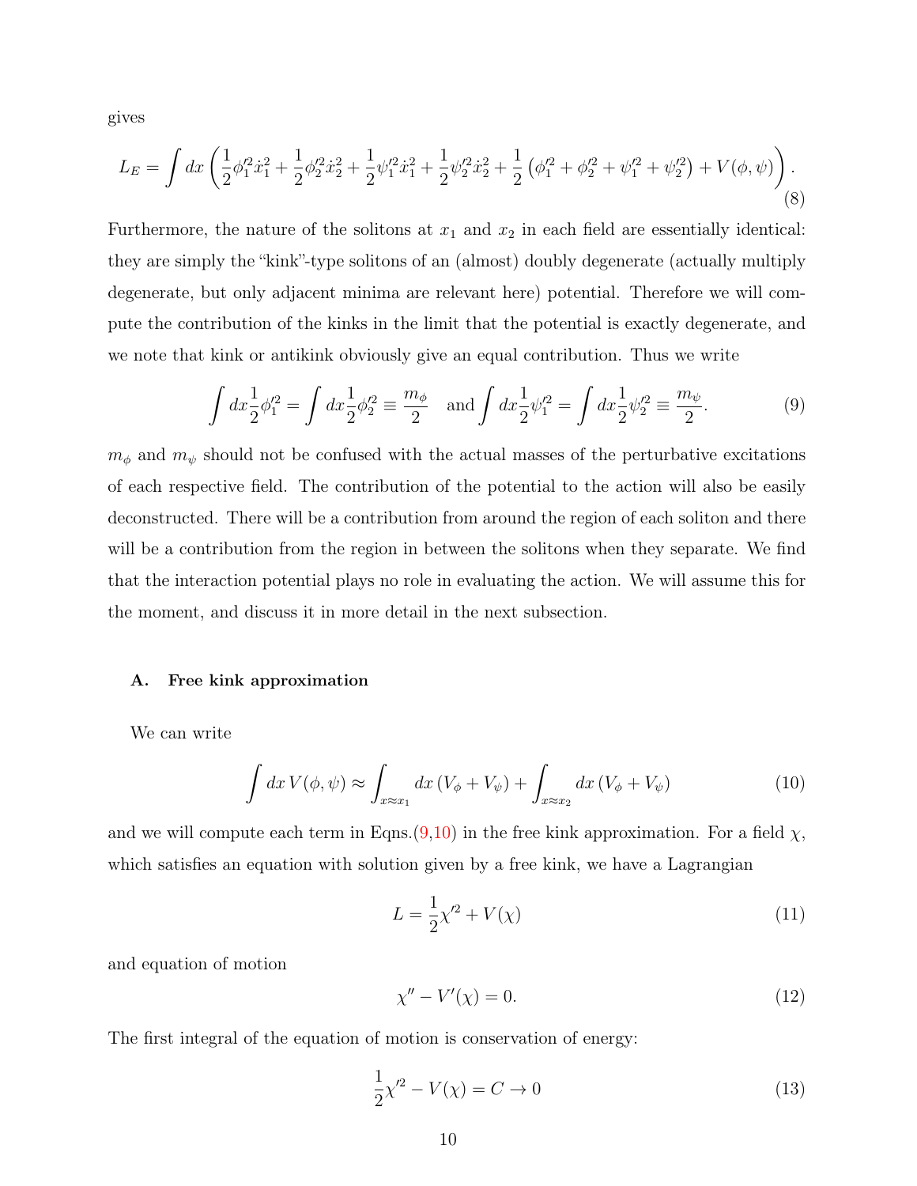gives

$$L_E = \int dx \left( \frac{1}{2}\phi_1'^2 \dot{x}_1^2 + \frac{1}{2}\phi_2'^2 \dot{x}_2^2 + \frac{1}{2}\psi_1'^2 \dot{x}_1^2 + \frac{1}{2}\psi_2'^2 \dot{x}_2^2 + \frac{1}{2}\left(\phi_1'^2 + \phi_2'^2 + \psi_1'^2 + \psi_2'^2\right) + V(\phi,\psi) \right). \tag{8}$$

Furthermore, the nature of the solitons at $x_1$ and $x_2$ in each field are essentially identical: they are simply the "kink"-type solitons of an (almost) doubly degenerate (actually multiply degenerate, but only adjacent minima are relevant here) potential. Therefore we will compute the contribution of the kinks in the limit that the potential is exactly degenerate, and we note that kink or antikink obviously give an equal contribution. Thus we write

$$\int dx \frac{1}{2}\phi_1'^2 = \int dx \frac{1}{2}\phi_2'^2 \equiv \frac{m_\phi}{2} \quad \text{and} \int dx \frac{1}{2}\psi_1'^2 = \int dx \frac{1}{2}\psi_2'^2 \equiv \frac{m_\psi}{2}. \tag{9}$$

$m_\phi$ and $m_\psi$ should not be confused with the actual masses of the perturbative excitations of each respective field. The contribution of the potential to the action will also be easily deconstructed. There will be a contribution from around the region of each soliton and there will be a contribution from the region in between the solitons when they separate. We find that the interaction potential plays no role in evaluating the action. We will assume this for the moment, and discuss it in more detail in the next subsection.

### A. Free kink approximation

We can write

$$\int dx\, V(\phi,\psi) \approx \int_{x\approx x_1} dx\, (V_\phi + V_\psi) + \int_{x\approx x_2} dx\, (V_\phi + V_\psi) \tag{10}$$

and we will compute each term in Eqns.(9,10) in the free kink approximation. For a field $\chi$, which satisfies an equation with solution given by a free kink, we have a Lagrangian

$$L = \frac{1}{2}\chi'^2 + V(\chi) \tag{11}$$

and equation of motion

$$\chi'' - V'(\chi) = 0. \tag{12}$$

The first integral of the equation of motion is conservation of energy:

$$\frac{1}{2}\chi'^2 - V(\chi) = C \to 0 \tag{13}$$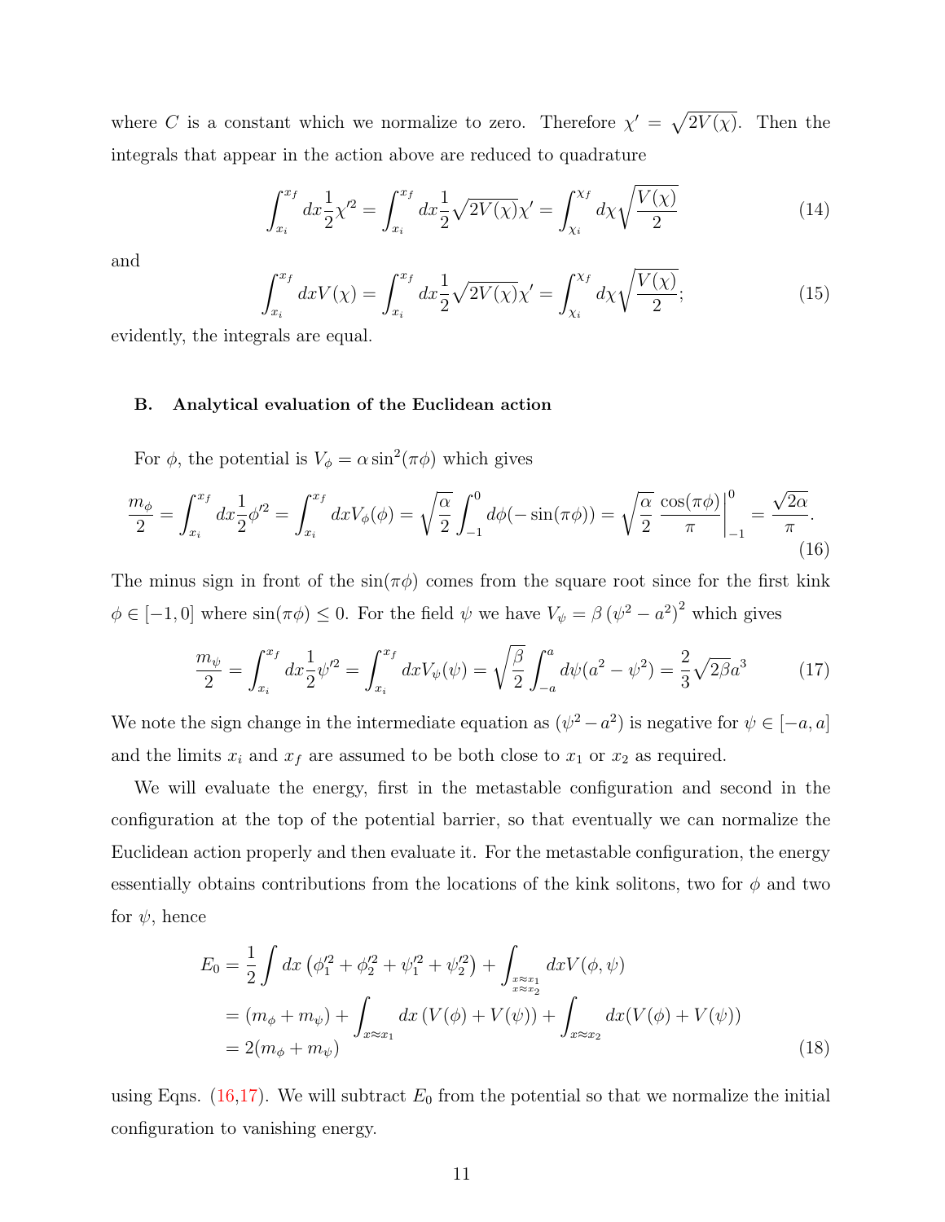where $C$ is a constant which we normalize to zero. Therefore $\chi' = \sqrt{2V(\chi)}$. Then the integrals that appear in the action above are reduced to quadrature

$$\int_{x_i}^{x_f} dx \frac{1}{2}\chi'^2 = \int_{x_i}^{x_f} dx \frac{1}{2}\sqrt{2V(\chi)}\chi' = \int_{\chi_i}^{\chi_f} d\chi \sqrt{\frac{V(\chi)}{2}} \tag{14}$$

and

$$\int_{x_i}^{x_f} dx V(\chi) = \int_{x_i}^{x_f} dx \frac{1}{2}\sqrt{2V(\chi)}\chi' = \int_{\chi_i}^{\chi_f} d\chi \sqrt{\frac{V(\chi)}{2}}; \tag{15}$$

evidently, the integrals are equal.

### B. Analytical evaluation of the Euclidean action

For $\phi$, the potential is $V_\phi = \alpha \sin^2(\pi\phi)$ which gives

$$\frac{m_\phi}{2} = \int_{x_i}^{x_f} dx \frac{1}{2}\phi'^2 = \int_{x_i}^{x_f} dx V_\phi(\phi) = \sqrt{\frac{\alpha}{2}} \int_{-1}^{0} d\phi(-\sin(\pi\phi)) = \sqrt{\frac{\alpha}{2}} \left.\frac{\cos(\pi\phi)}{\pi}\right|_{-1}^{0} = \frac{\sqrt{2\alpha}}{\pi}. \tag{16}$$

The minus sign in front of the $\sin(\pi\phi)$ comes from the square root since for the first kink $\phi \in [-1, 0]$ where $\sin(\pi\phi) \leq 0$. For the field $\psi$ we have $V_\psi = \beta\left(\psi^2 - a^2\right)^2$ which gives

$$\frac{m_\psi}{2} = \int_{x_i}^{x_f} dx \frac{1}{2}\psi'^2 = \int_{x_i}^{x_f} dx V_\psi(\psi) = \sqrt{\frac{\beta}{2}} \int_{-a}^{a} d\psi(a^2 - \psi^2) = \frac{2}{3}\sqrt{2\beta}a^3 \tag{17}$$

We note the sign change in the intermediate equation as $(\psi^2 - a^2)$ is negative for $\psi \in [-a, a]$ and the limits $x_i$ and $x_f$ are assumed to be both close to $x_1$ or $x_2$ as required.

We will evaluate the energy, first in the metastable configuration and second in the configuration at the top of the potential barrier, so that eventually we can normalize the Euclidean action properly and then evaluate it. For the metastable configuration, the energy essentially obtains contributions from the locations of the kink solitons, two for $\phi$ and two for $\psi$, hence

$$\begin{aligned}
E_0 &= \frac{1}{2}\int dx \left(\phi_1'^2 + \phi_2'^2 + \psi_1'^2 + \psi_2'^2\right) + \int_{\substack{x \approx x_1 \\ x \approx x_2}} dx V(\phi, \psi) \\
&= (m_\phi + m_\psi) + \int_{x \approx x_1} dx \left(V(\phi) + V(\psi)\right) + \int_{x \approx x_2} dx (V(\phi) + V(\psi)) \\
&= 2(m_\phi + m_\psi)
\end{aligned} \tag{18}$$

using Eqns. (16,17). We will subtract $E_0$ from the potential so that we normalize the initial configuration to vanishing energy.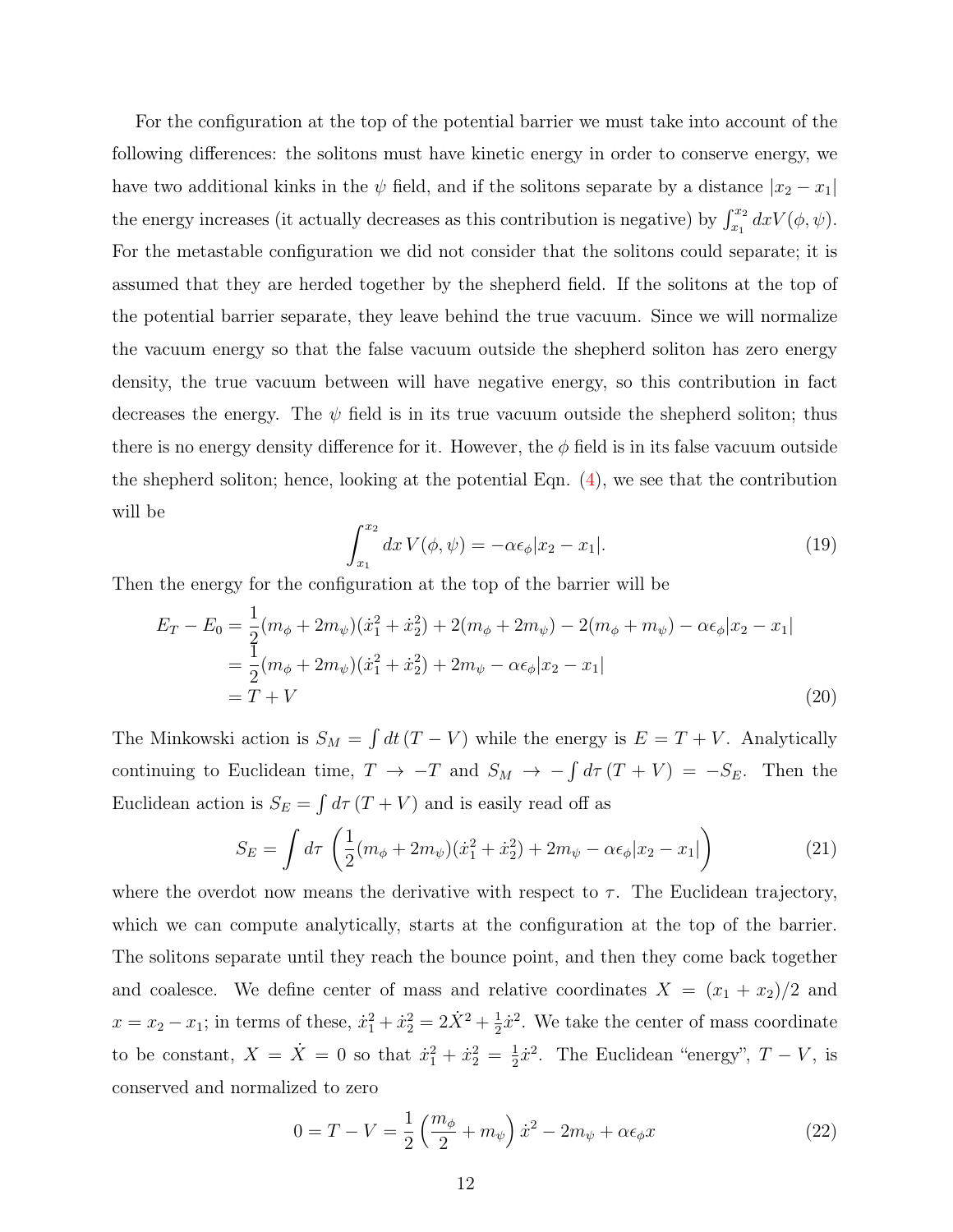For the configuration at the top of the potential barrier we must take into account of the following differences: the solitons must have kinetic energy in order to conserve energy, we have two additional kinks in the $\psi$ field, and if the solitons separate by a distance $|x_2 - x_1|$ the energy increases (it actually decreases as this contribution is negative) by $\int_{x_1}^{x_2} dx V(\phi, \psi)$. For the metastable configuration we did not consider that the solitons could separate; it is assumed that they are herded together by the shepherd field. If the solitons at the top of the potential barrier separate, they leave behind the true vacuum. Since we will normalize the vacuum energy so that the false vacuum outside the shepherd soliton has zero energy density, the true vacuum between will have negative energy, so this contribution in fact decreases the energy. The $\psi$ field is in its true vacuum outside the shepherd soliton; thus there is no energy density difference for it. However, the $\phi$ field is in its false vacuum outside the shepherd soliton; hence, looking at the potential Eqn. (4), we see that the contribution will be

$$\int_{x_1}^{x_2} dx\, V(\phi, \psi) = -\alpha \epsilon_\phi |x_2 - x_1|. \tag{19}$$

Then the energy for the configuration at the top of the barrier will be

$$\begin{aligned}
E_T - E_0 &= \frac{1}{2}(m_\phi + 2m_\psi)(\dot{x}_1^2 + \dot{x}_2^2) + 2(m_\phi + 2m_\psi) - 2(m_\phi + m_\psi) - \alpha\epsilon_\phi |x_2 - x_1| \\
&= \frac{1}{2}(m_\phi + 2m_\psi)(\dot{x}_1^2 + \dot{x}_2^2) + 2m_\psi - \alpha\epsilon_\phi |x_2 - x_1| \\
&= T + V
\end{aligned} \tag{20}$$

The Minkowski action is $S_M = \int dt\,(T - V)$ while the energy is $E = T + V$. Analytically continuing to Euclidean time, $T \to -T$ and $S_M \to -\int d\tau\,(T + V) = -S_E$. Then the Euclidean action is $S_E = \int d\tau\,(T + V)$ and is easily read off as

$$S_E = \int d\tau\, \left( \frac{1}{2}(m_\phi + 2m_\psi)(\dot{x}_1^2 + \dot{x}_2^2) + 2m_\psi - \alpha\epsilon_\phi |x_2 - x_1| \right) \tag{21}$$

where the overdot now means the derivative with respect to $\tau$. The Euclidean trajectory, which we can compute analytically, starts at the configuration at the top of the barrier. The solitons separate until they reach the bounce point, and then they come back together and coalesce. We define center of mass and relative coordinates $X = (x_1 + x_2)/2$ and $x = x_2 - x_1$; in terms of these, $\dot{x}_1^2 + \dot{x}_2^2 = 2\dot{X}^2 + \frac{1}{2}\dot{x}^2$. We take the center of mass coordinate to be constant, $X = \dot{X} = 0$ so that $\dot{x}_1^2 + \dot{x}_2^2 = \frac{1}{2}\dot{x}^2$. The Euclidean "energy", $T - V$, is conserved and normalized to zero

$$0 = T - V = \frac{1}{2}\left(\frac{m_\phi}{2} + m_\psi\right)\dot{x}^2 - 2m_\psi + \alpha\epsilon_\phi x \tag{22}$$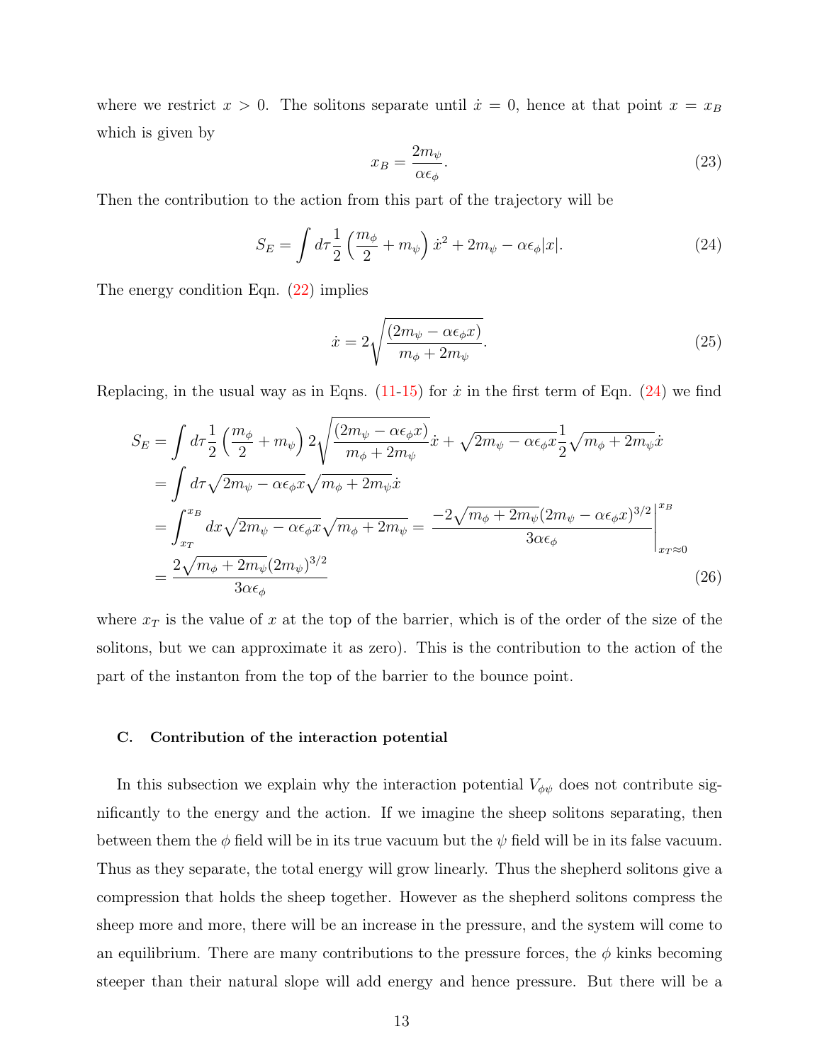where we restrict $x > 0$. The solitons separate until $\dot{x} = 0$, hence at that point $x = x_B$ which is given by

$$x_B = \frac{2m_\psi}{\alpha\epsilon_\phi}. \tag{23}$$

Then the contribution to the action from this part of the trajectory will be

$$S_E = \int d\tau \frac{1}{2}\left(\frac{m_\phi}{2} + m_\psi\right)\dot{x}^2 + 2m_\psi - \alpha\epsilon_\phi|x|. \tag{24}$$

The energy condition Eqn. (22) implies

$$\dot{x} = 2\sqrt{\frac{(2m_\psi - \alpha\epsilon_\phi x)}{m_\phi + 2m_\psi}}. \tag{25}$$

Replacing, in the usual way as in Eqns. (11-15) for $\dot{x}$ in the first term of Eqn. (24) we find

$$\begin{aligned}
S_E &= \int d\tau \frac{1}{2}\left(\frac{m_\phi}{2} + m_\psi\right) 2\sqrt{\frac{(2m_\psi - \alpha\epsilon_\phi x)}{m_\phi + 2m_\psi}}\dot{x} + \sqrt{2m_\psi - \alpha\epsilon_\phi x}\frac{1}{2}\sqrt{m_\phi + 2m_\psi}\dot{x} \\
&= \int d\tau \sqrt{2m_\psi - \alpha\epsilon_\phi x}\sqrt{m_\phi + 2m_\psi}\dot{x} \\
&= \int_{x_T}^{x_B} dx \sqrt{2m_\psi - \alpha\epsilon_\phi x}\sqrt{m_\phi + 2m_\psi} = \left.\frac{-2\sqrt{m_\phi + 2m_\psi}(2m_\psi - \alpha\epsilon_\phi x)^{3/2}}{3\alpha\epsilon_\phi}\right|_{x_T \approx 0}^{x_B} \\
&= \frac{2\sqrt{m_\phi + 2m_\psi}(2m_\psi)^{3/2}}{3\alpha\epsilon_\phi}
\end{aligned} \tag{26}$$

where $x_T$ is the value of $x$ at the top of the barrier, which is of the order of the size of the solitons, but we can approximate it as zero). This is the contribution to the action of the part of the instanton from the top of the barrier to the bounce point.

### C. Contribution of the interaction potential

In this subsection we explain why the interaction potential $V_{\phi\psi}$ does not contribute significantly to the energy and the action. If we imagine the sheep solitons separating, then between them the $\phi$ field will be in its true vacuum but the $\psi$ field will be in its false vacuum. Thus as they separate, the total energy will grow linearly. Thus the shepherd solitons give a compression that holds the sheep together. However as the shepherd solitons compress the sheep more and more, there will be an increase in the pressure, and the system will come to an equilibrium. There are many contributions to the pressure forces, the $\phi$ kinks becoming steeper than their natural slope will add energy and hence pressure. But there will be a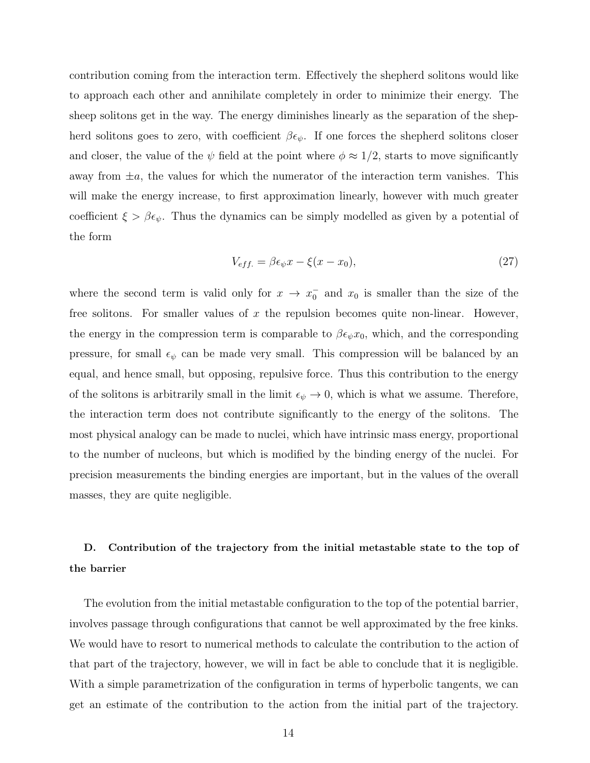contribution coming from the interaction term. Effectively the shepherd solitons would like to approach each other and annihilate completely in order to minimize their energy. The sheep solitons get in the way. The energy diminishes linearly as the separation of the shepherd solitons goes to zero, with coefficient $\beta\epsilon_\psi$. If one forces the shepherd solitons closer and closer, the value of the $\psi$ field at the point where $\phi \approx 1/2$, starts to move significantly away from $\pm a$, the values for which the numerator of the interaction term vanishes. This will make the energy increase, to first approximation linearly, however with much greater coefficient $\xi > \beta\epsilon_\psi$. Thus the dynamics can be simply modelled as given by a potential of the form

$$V_{eff.} = \beta\epsilon_\psi x - \xi(x - x_0), \tag{27}$$

where the second term is valid only for $x \to x_0^-$ and $x_0$ is smaller than the size of the free solitons. For smaller values of $x$ the repulsion becomes quite non-linear. However, the energy in the compression term is comparable to $\beta\epsilon_\psi x_0$, which, and the corresponding pressure, for small $\epsilon_\psi$ can be made very small. This compression will be balanced by an equal, and hence small, but opposing, repulsive force. Thus this contribution to the energy of the solitons is arbitrarily small in the limit $\epsilon_\psi \to 0$, which is what we assume. Therefore, the interaction term does not contribute significantly to the energy of the solitons. The most physical analogy can be made to nuclei, which have intrinsic mass energy, proportional to the number of nucleons, but which is modified by the binding energy of the nuclei. For precision measurements the binding energies are important, but in the values of the overall masses, they are quite negligible.

### D. Contribution of the trajectory from the initial metastable state to the top of the barrier

The evolution from the initial metastable configuration to the top of the potential barrier, involves passage through configurations that cannot be well approximated by the free kinks. We would have to resort to numerical methods to calculate the contribution to the action of that part of the trajectory, however, we will in fact be able to conclude that it is negligible. With a simple parametrization of the configuration in terms of hyperbolic tangents, we can get an estimate of the contribution to the action from the initial part of the trajectory.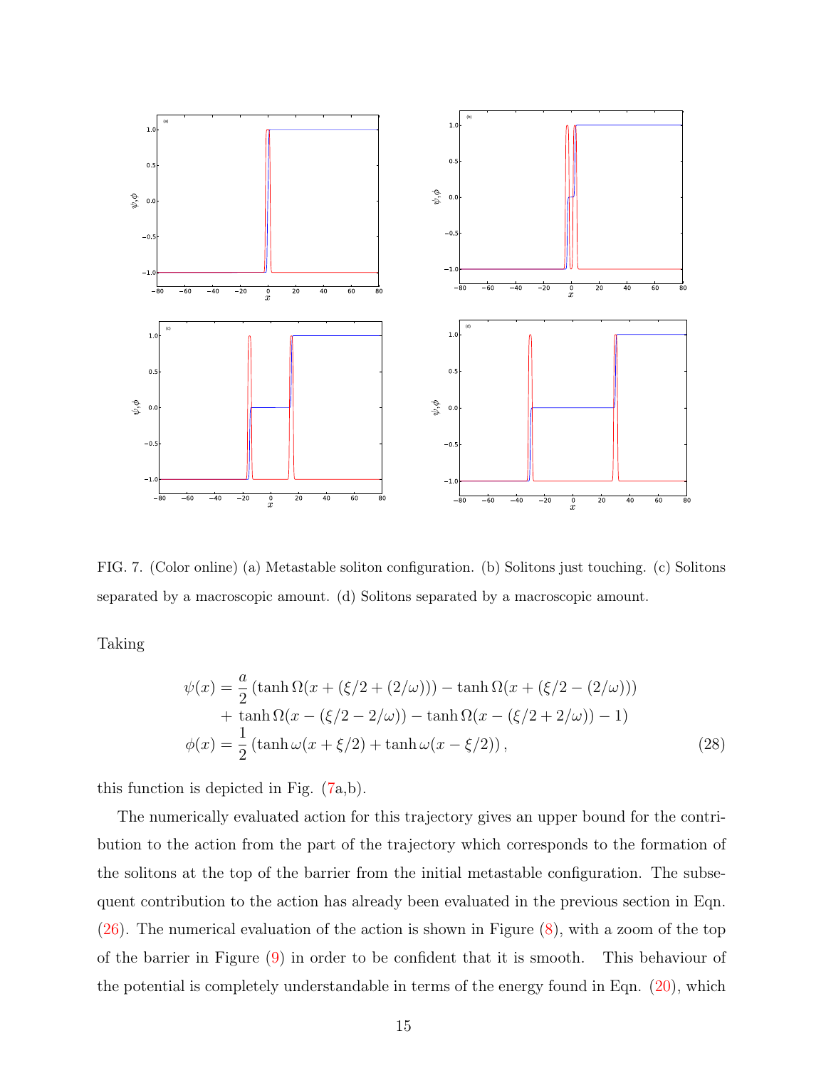FIG. 7. (Color online) (a) Metastable soliton configuration. (b) Solitons just touching. (c) Solitons separated by a macroscopic amount. (d) Solitons separated by a macroscopic amount.

Taking

$$
\begin{aligned}
\psi(x) &= \frac{a}{2}\left(\tanh\Omega(x+(\xi/2+(2/\omega))) - \tanh\Omega(x+(\xi/2-(2/\omega)))\right. \\
&\quad \left. +\ \tanh\Omega(x-(\xi/2-2/\omega)) - \tanh\Omega(x-(\xi/2+2/\omega)) - 1\right) \\
\phi(x) &= \frac{1}{2}\left(\tanh\omega(x+\xi/2) + \tanh\omega(x-\xi/2)\right),
\end{aligned} \tag{28}
$$

this function is depicted in Fig. (7a,b).

The numerically evaluated action for this trajectory gives an upper bound for the contribution to the action from the part of the trajectory which corresponds to the formation of the solitons at the top of the barrier from the initial metastable configuration. The subsequent contribution to the action has already been evaluated in the previous section in Eqn. (26). The numerical evaluation of the action is shown in Figure (8), with a zoom of the top of the barrier in Figure (9) in order to be confident that it is smooth. This behaviour of the potential is completely understandable in terms of the energy found in Eqn. (20), which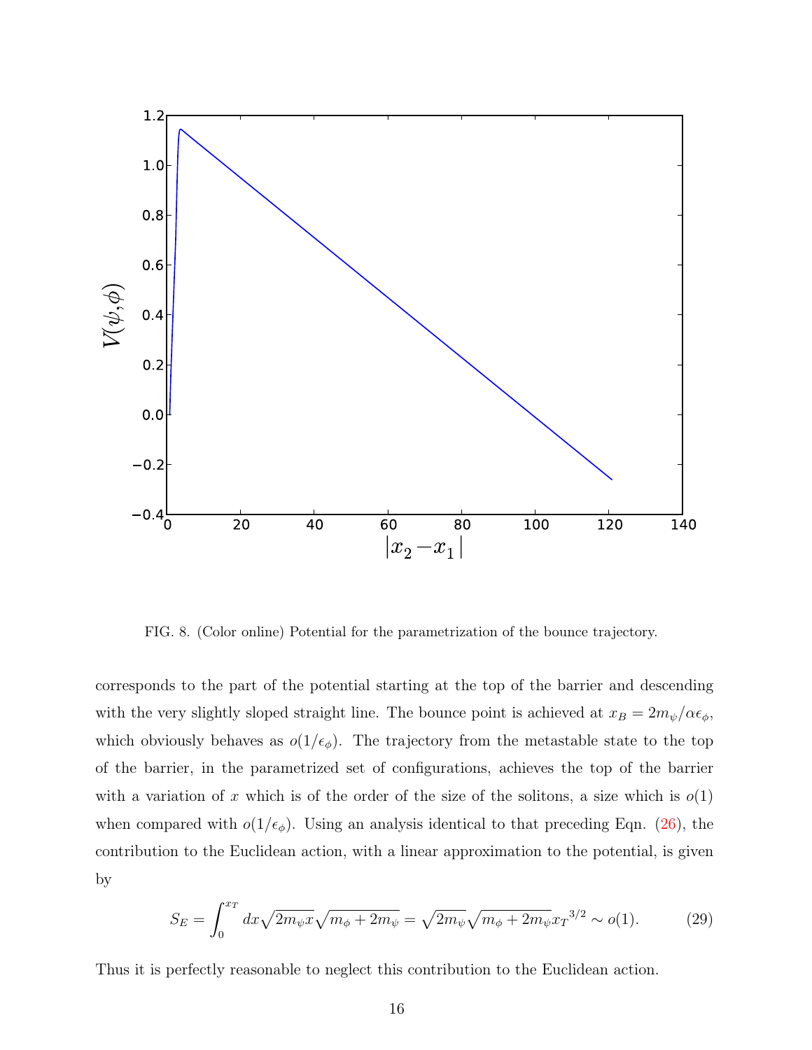FIG. 8. (Color online) Potential for the parametrization of the bounce trajectory.

corresponds to the part of the potential starting at the top of the barrier and descending with the very slightly sloped straight line. The bounce point is achieved at $x_B = 2m_\psi/\alpha\epsilon_\phi$, which obviously behaves as $o(1/\epsilon_\phi)$. The trajectory from the metastable state to the top of the barrier, in the parametrized set of configurations, achieves the top of the barrier with a variation of $x$ which is of the order of the size of the solitons, a size which is $o(1)$ when compared with $o(1/\epsilon_\phi)$. Using an analysis identical to that preceding Eqn. (26), the contribution to the Euclidean action, with a linear approximation to the potential, is given by

$$S_E = \int_0^{x_T} dx \sqrt{2m_\psi x}\sqrt{m_\phi + 2m_\psi} = \sqrt{2m_\psi}\sqrt{m_\phi + 2m_\psi}{x_T}^{3/2} \sim o(1). \tag{29}$$

Thus it is perfectly reasonable to neglect this contribution to the Euclidean action.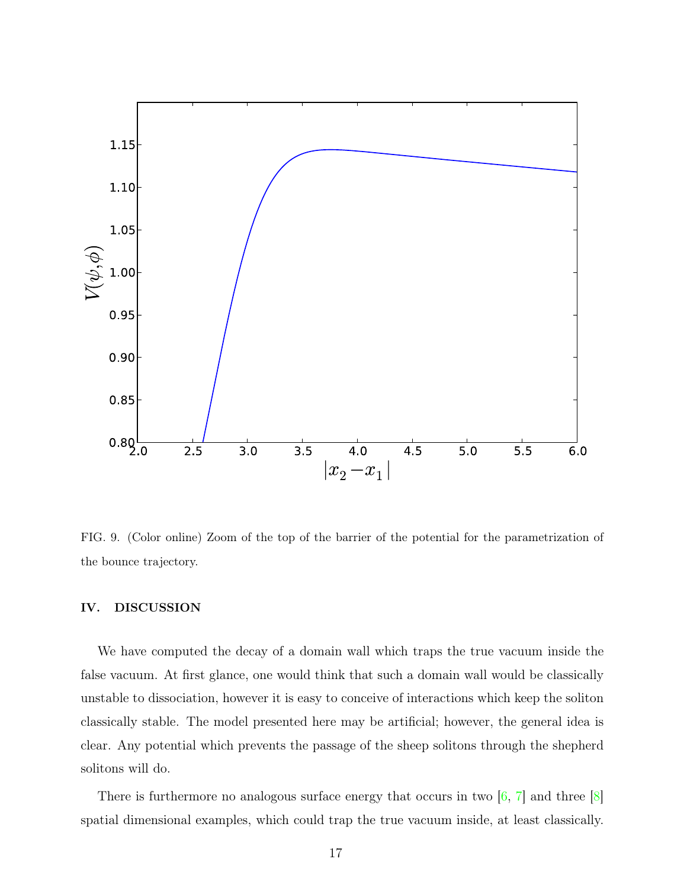FIG. 9. (Color online) Zoom of the top of the barrier of the potential for the parametrization of the bounce trajectory.

## IV. DISCUSSION

We have computed the decay of a domain wall which traps the true vacuum inside the false vacuum. At first glance, one would think that such a domain wall would be classically unstable to dissociation, however it is easy to conceive of interactions which keep the soliton classically stable. The model presented here may be artificial; however, the general idea is clear. Any potential which prevents the passage of the sheep solitons through the shepherd solitons will do.

There is furthermore no analogous surface energy that occurs in two [6, 7] and three [8] spatial dimensional examples, which could trap the true vacuum inside, at least classically.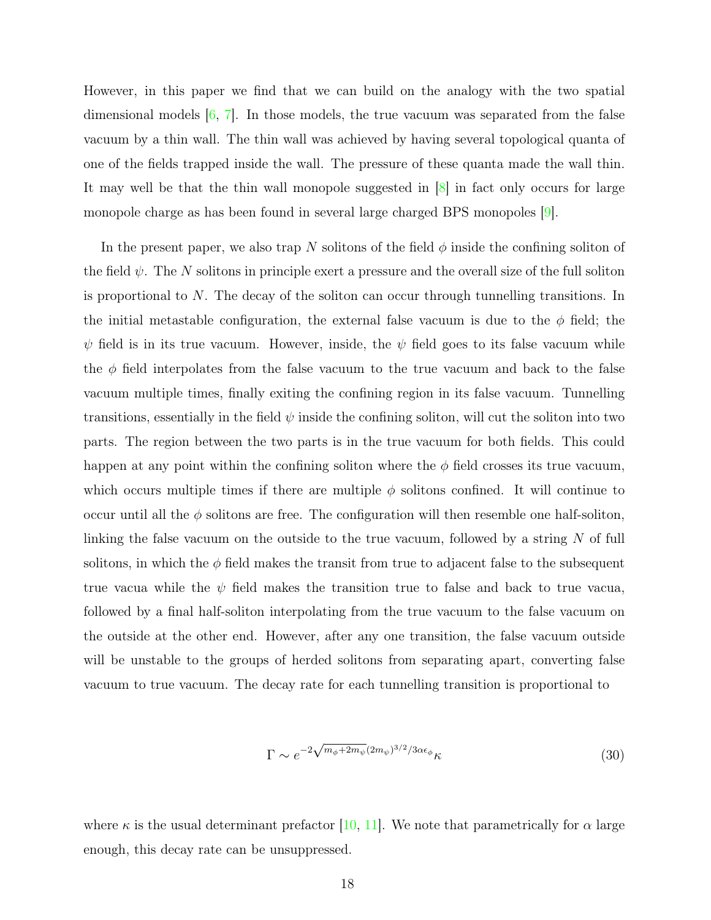However, in this paper we find that we can build on the analogy with the two spatial dimensional models [6, 7]. In those models, the true vacuum was separated from the false vacuum by a thin wall. The thin wall was achieved by having several topological quanta of one of the fields trapped inside the wall. The pressure of these quanta made the wall thin. It may well be that the thin wall monopole suggested in [8] in fact only occurs for large monopole charge as has been found in several large charged BPS monopoles [9].

In the present paper, we also trap $N$ solitons of the field $\phi$ inside the confining soliton of the field $\psi$. The $N$ solitons in principle exert a pressure and the overall size of the full soliton is proportional to $N$. The decay of the soliton can occur through tunnelling transitions. In the initial metastable configuration, the external false vacuum is due to the $\phi$ field; the $\psi$ field is in its true vacuum. However, inside, the $\psi$ field goes to its false vacuum while the $\phi$ field interpolates from the false vacuum to the true vacuum and back to the false vacuum multiple times, finally exiting the confining region in its false vacuum. Tunnelling transitions, essentially in the field $\psi$ inside the confining soliton, will cut the soliton into two parts. The region between the two parts is in the true vacuum for both fields. This could happen at any point within the confining soliton where the $\phi$ field crosses its true vacuum, which occurs multiple times if there are multiple $\phi$ solitons confined. It will continue to occur until all the $\phi$ solitons are free. The configuration will then resemble one half-soliton, linking the false vacuum on the outside to the true vacuum, followed by a string $N$ of full solitons, in which the $\phi$ field makes the transit from true to adjacent false to the subsequent true vacua while the $\psi$ field makes the transition true to false and back to true vacua, followed by a final half-soliton interpolating from the true vacuum to the false vacuum on the outside at the other end. However, after any one transition, the false vacuum outside will be unstable to the groups of herded solitons from separating apart, converting false vacuum to true vacuum. The decay rate for each tunnelling transition is proportional to

$$\Gamma \sim e^{-2\sqrt{m_\phi+2m_\psi}(2m_\psi)^{3/2}/3\alpha\epsilon_\phi}\kappa \tag{30}$$

where $\kappa$ is the usual determinant prefactor [10, 11]. We note that parametrically for $\alpha$ large enough, this decay rate can be unsuppressed.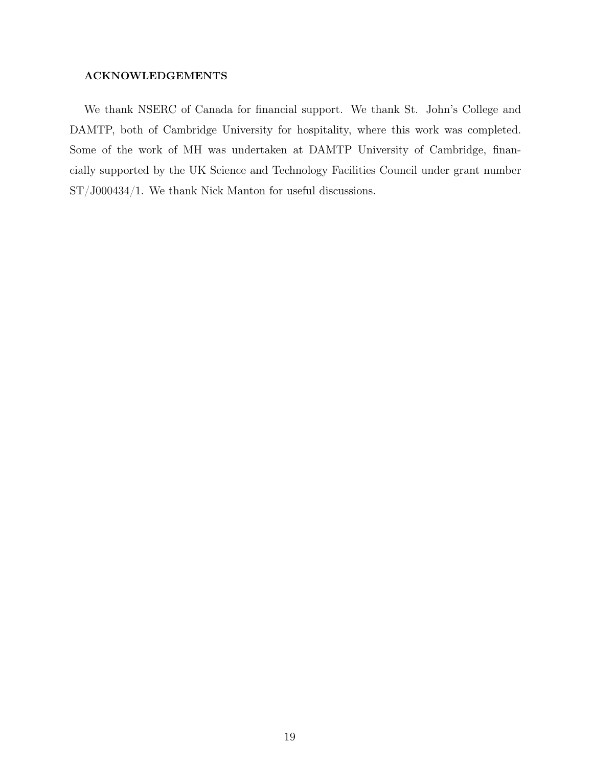## ACKNOWLEDGEMENTS

We thank NSERC of Canada for financial support. We thank St. John's College and DAMTP, both of Cambridge University for hospitality, where this work was completed. Some of the work of MH was undertaken at DAMTP University of Cambridge, financially supported by the UK Science and Technology Facilities Council under grant number ST/J000434/1. We thank Nick Manton for useful discussions.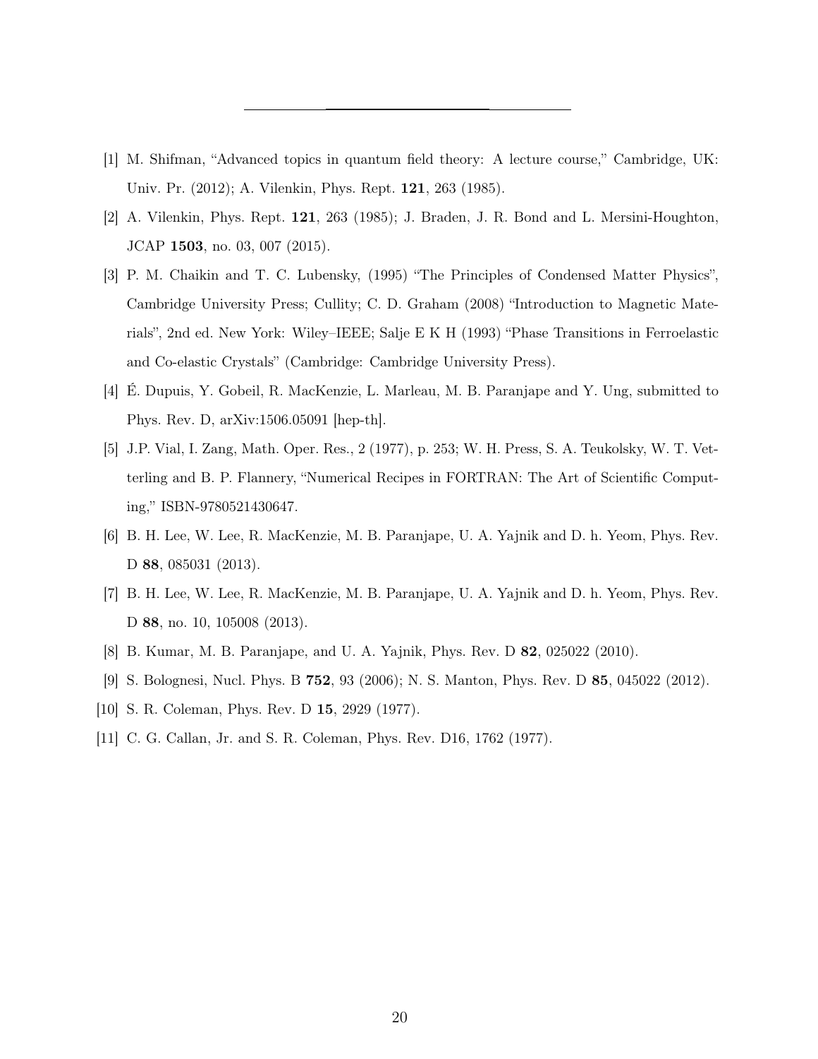[1] M. Shifman, "Advanced topics in quantum field theory: A lecture course," Cambridge, UK: Univ. Pr. (2012); A. Vilenkin, Phys. Rept. **121**, 263 (1985).

[2] A. Vilenkin, Phys. Rept. **121**, 263 (1985); J. Braden, J. R. Bond and L. Mersini-Houghton, JCAP **1503**, no. 03, 007 (2015).

[3] P. M. Chaikin and T. C. Lubensky, (1995) "The Principles of Condensed Matter Physics", Cambridge University Press; Cullity; C. D. Graham (2008) "Introduction to Magnetic Materials", 2nd ed. New York: Wiley–IEEE; Salje E K H (1993) "Phase Transitions in Ferroelastic and Co-elastic Crystals" (Cambridge: Cambridge University Press).

[4] É. Dupuis, Y. Gobeil, R. MacKenzie, L. Marleau, M. B. Paranjape and Y. Ung, submitted to Phys. Rev. D, arXiv:1506.05091 [hep-th].

[5] J.P. Vial, I. Zang, Math. Oper. Res., 2 (1977), p. 253; W. H. Press, S. A. Teukolsky, W. T. Vetterling and B. P. Flannery, "Numerical Recipes in FORTRAN: The Art of Scientific Computing," ISBN-9780521430647.

[6] B. H. Lee, W. Lee, R. MacKenzie, M. B. Paranjape, U. A. Yajnik and D. h. Yeom, Phys. Rev. D **88**, 085031 (2013).

[7] B. H. Lee, W. Lee, R. MacKenzie, M. B. Paranjape, U. A. Yajnik and D. h. Yeom, Phys. Rev. D **88**, no. 10, 105008 (2013).

[8] B. Kumar, M. B. Paranjape, and U. A. Yajnik, Phys. Rev. D **82**, 025022 (2010).

[9] S. Bolognesi, Nucl. Phys. B **752**, 93 (2006); N. S. Manton, Phys. Rev. D **85**, 045022 (2012).

[10] S. R. Coleman, Phys. Rev. D **15**, 2929 (1977).

[11] C. G. Callan, Jr. and S. R. Coleman, Phys. Rev. D16, 1762 (1977).